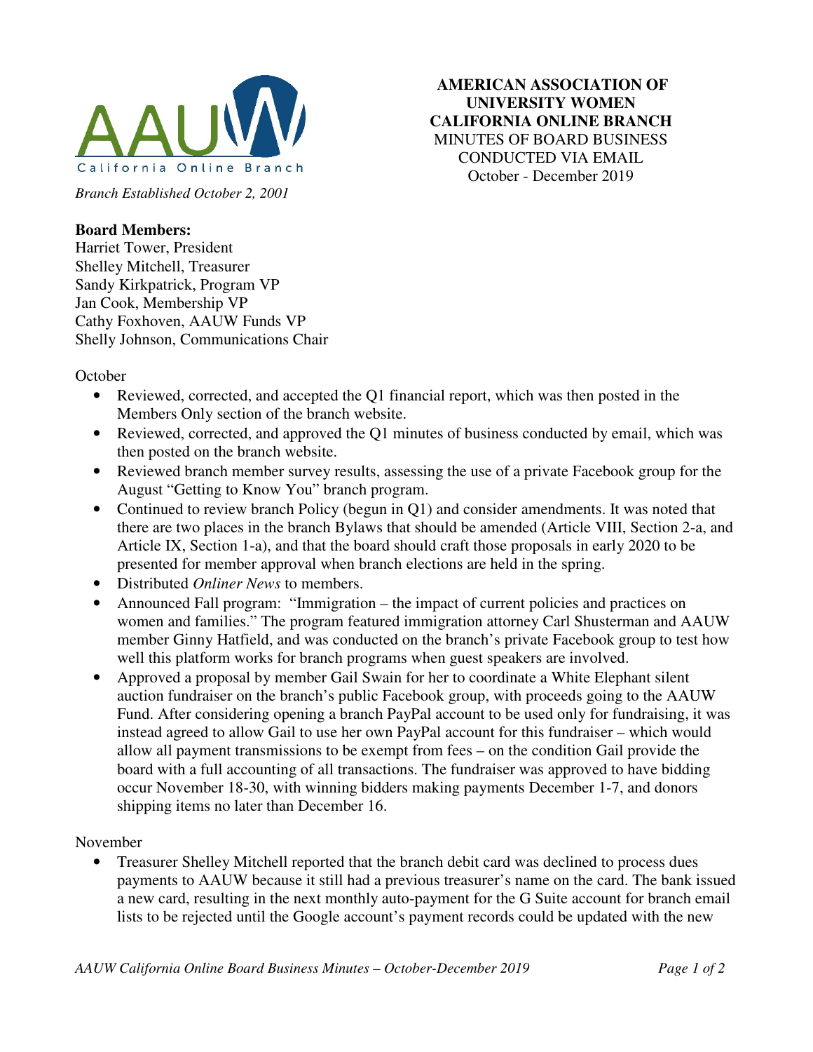AAUW California Online Branch

*Branch Established October 2, 2001*

**AMERICAN ASSOCIATION OF UNIVERSITY WOMEN CALIFORNIA ONLINE BRANCH**
MINUTES OF BOARD BUSINESS CONDUCTED VIA EMAIL
October - December 2019

**Board Members:**
Harriet Tower, President
Shelley Mitchell, Treasurer
Sandy Kirkpatrick, Program VP
Jan Cook, Membership VP
Cathy Foxhoven, AAUW Funds VP
Shelly Johnson, Communications Chair

October

- Reviewed, corrected, and accepted the Q1 financial report, which was then posted in the Members Only section of the branch website.
- Reviewed, corrected, and approved the Q1 minutes of business conducted by email, which was then posted on the branch website.
- Reviewed branch member survey results, assessing the use of a private Facebook group for the August "Getting to Know You" branch program.
- Continued to review branch Policy (begun in Q1) and consider amendments. It was noted that there are two places in the branch Bylaws that should be amended (Article VIII, Section 2-a, and Article IX, Section 1-a), and that the board should craft those proposals in early 2020 to be presented for member approval when branch elections are held in the spring.
- Distributed *Onliner News* to members.
- Announced Fall program: "Immigration – the impact of current policies and practices on women and families." The program featured immigration attorney Carl Shusterman and AAUW member Ginny Hatfield, and was conducted on the branch's private Facebook group to test how well this platform works for branch programs when guest speakers are involved.
- Approved a proposal by member Gail Swain for her to coordinate a White Elephant silent auction fundraiser on the branch's public Facebook group, with proceeds going to the AAUW Fund. After considering opening a branch PayPal account to be used only for fundraising, it was instead agreed to allow Gail to use her own PayPal account for this fundraiser – which would allow all payment transmissions to be exempt from fees – on the condition Gail provide the board with a full accounting of all transactions. The fundraiser was approved to have bidding occur November 18-30, with winning bidders making payments December 1-7, and donors shipping items no later than December 16.

November

- Treasurer Shelley Mitchell reported that the branch debit card was declined to process dues payments to AAUW because it still had a previous treasurer's name on the card. The bank issued a new card, resulting in the next monthly auto-payment for the G Suite account for branch email lists to be rejected until the Google account's payment records could be updated with the new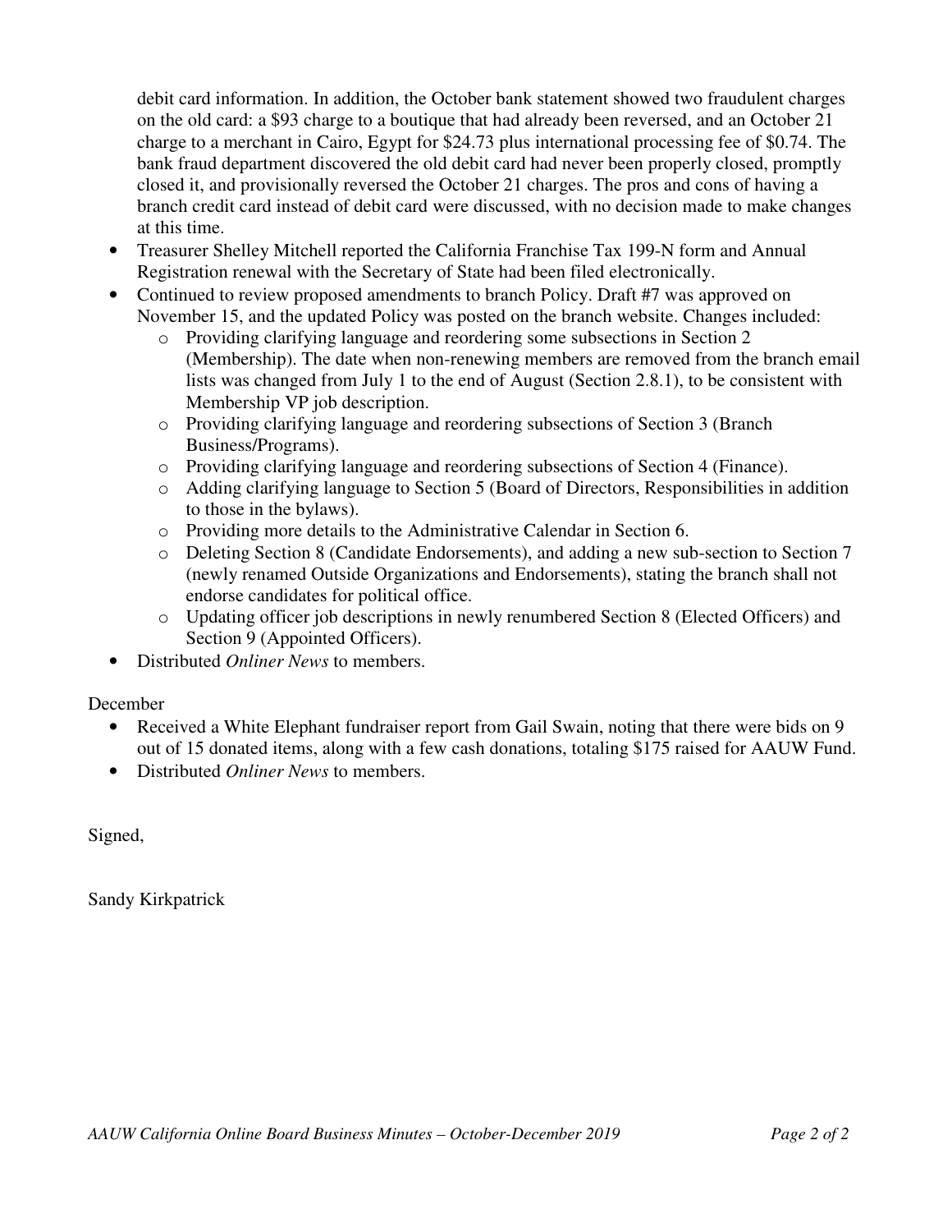debit card information. In addition, the October bank statement showed two fraudulent charges on the old card: a $93 charge to a boutique that had already been reversed, and an October 21 charge to a merchant in Cairo, Egypt for $24.73 plus international processing fee of $0.74. The bank fraud department discovered the old debit card had never been properly closed, promptly closed it, and provisionally reversed the October 21 charges. The pros and cons of having a branch credit card instead of debit card were discussed, with no decision made to make changes at this time.

- Treasurer Shelley Mitchell reported the California Franchise Tax 199-N form and Annual Registration renewal with the Secretary of State had been filed electronically.
- Continued to review proposed amendments to branch Policy. Draft #7 was approved on November 15, and the updated Policy was posted on the branch website. Changes included:
  - Providing clarifying language and reordering some subsections in Section 2 (Membership). The date when non-renewing members are removed from the branch email lists was changed from July 1 to the end of August (Section 2.8.1), to be consistent with Membership VP job description.
  - Providing clarifying language and reordering subsections of Section 3 (Branch Business/Programs).
  - Providing clarifying language and reordering subsections of Section 4 (Finance).
  - Adding clarifying language to Section 5 (Board of Directors, Responsibilities in addition to those in the bylaws).
  - Providing more details to the Administrative Calendar in Section 6.
  - Deleting Section 8 (Candidate Endorsements), and adding a new sub-section to Section 7 (newly renamed Outside Organizations and Endorsements), stating the branch shall not endorse candidates for political office.
  - Updating officer job descriptions in newly renumbered Section 8 (Elected Officers) and Section 9 (Appointed Officers).
- Distributed *Onliner News* to members.

December

- Received a White Elephant fundraiser report from Gail Swain, noting that there were bids on 9 out of 15 donated items, along with a few cash donations, totaling $175 raised for AAUW Fund.
- Distributed *Onliner News* to members.

Signed,

Sandy Kirkpatrick